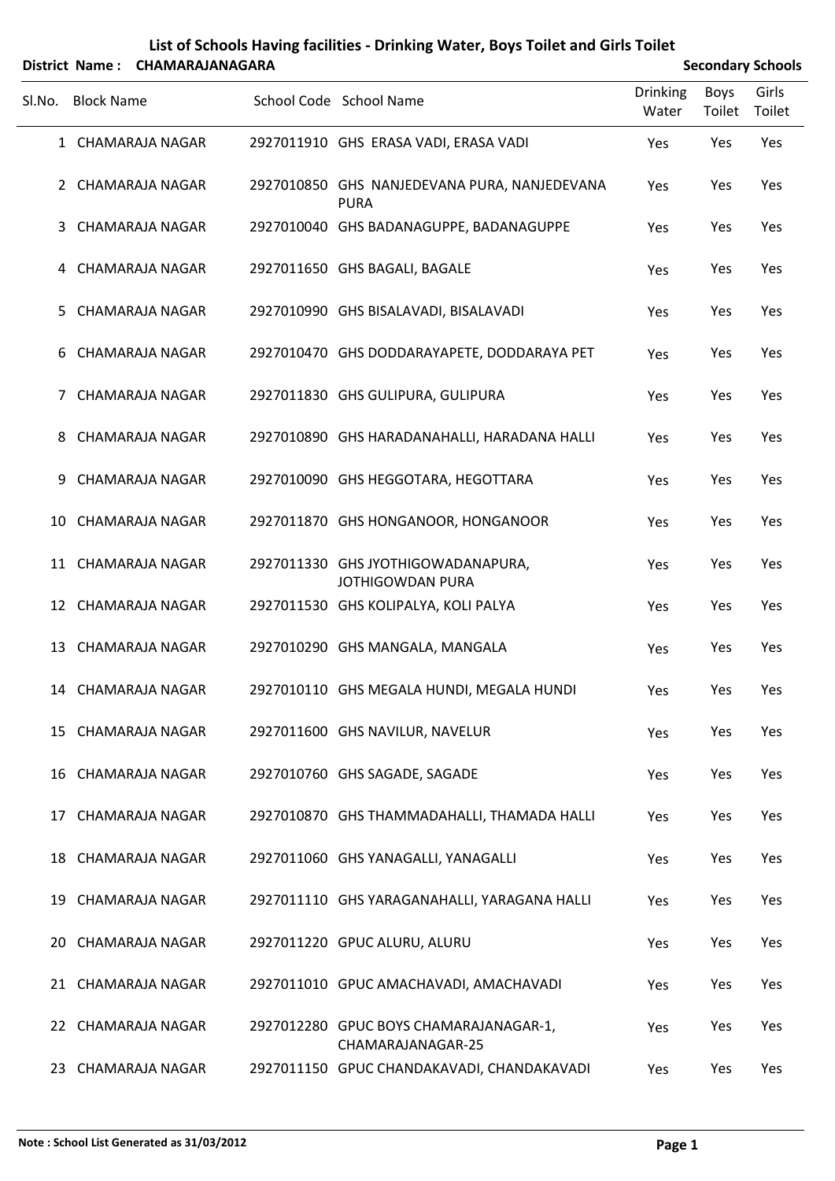# List of Schools Having facilities - Drinking Water, Boys Toilet and Girls Toilet

**District Name : CHAMARAJANAGARA** **Secondary Schools**

| Sl.No. | Block Name | School Code | School Name | Drinking Water | Boys Toilet | Girls Toilet |
|---|---|---|---|---|---|---|
| 1 | CHAMARAJA NAGAR | 2927011910 | GHS ERASA VADI, ERASA VADI | Yes | Yes | Yes |
| 2 | CHAMARAJA NAGAR | 2927010850 | GHS NANJEDEVANA PURA, NANJEDEVANA PURA | Yes | Yes | Yes |
| 3 | CHAMARAJA NAGAR | 2927010040 | GHS BADANAGUPPE, BADANAGUPPE | Yes | Yes | Yes |
| 4 | CHAMARAJA NAGAR | 2927011650 | GHS BAGALI, BAGALE | Yes | Yes | Yes |
| 5 | CHAMARAJA NAGAR | 2927010990 | GHS BISALAVADI, BISALAVADI | Yes | Yes | Yes |
| 6 | CHAMARAJA NAGAR | 2927010470 | GHS DODDARAYAPETE, DODDARAYA PET | Yes | Yes | Yes |
| 7 | CHAMARAJA NAGAR | 2927011830 | GHS GULIPURA, GULIPURA | Yes | Yes | Yes |
| 8 | CHAMARAJA NAGAR | 2927010890 | GHS HARADANAHALLI, HARADANA HALLI | Yes | Yes | Yes |
| 9 | CHAMARAJA NAGAR | 2927010090 | GHS HEGGOTARA, HEGOTTARA | Yes | Yes | Yes |
| 10 | CHAMARAJA NAGAR | 2927011870 | GHS HONGANOOR, HONGANOOR | Yes | Yes | Yes |
| 11 | CHAMARAJA NAGAR | 2927011330 | GHS JYOTHIGOWADANAPURA, JOTHIGOWDAN PURA | Yes | Yes | Yes |
| 12 | CHAMARAJA NAGAR | 2927011530 | GHS KOLIPALYA, KOLI PALYA | Yes | Yes | Yes |
| 13 | CHAMARAJA NAGAR | 2927010290 | GHS MANGALA, MANGALA | Yes | Yes | Yes |
| 14 | CHAMARAJA NAGAR | 2927010110 | GHS MEGALA HUNDI, MEGALA HUNDI | Yes | Yes | Yes |
| 15 | CHAMARAJA NAGAR | 2927011600 | GHS NAVILUR, NAVELUR | Yes | Yes | Yes |
| 16 | CHAMARAJA NAGAR | 2927010760 | GHS SAGADE, SAGADE | Yes | Yes | Yes |
| 17 | CHAMARAJA NAGAR | 2927010870 | GHS THAMMADAHALLI, THAMADA HALLI | Yes | Yes | Yes |
| 18 | CHAMARAJA NAGAR | 2927011060 | GHS YANAGALLI, YANAGALLI | Yes | Yes | Yes |
| 19 | CHAMARAJA NAGAR | 2927011110 | GHS YARAGANAHALLI, YARAGANA HALLI | Yes | Yes | Yes |
| 20 | CHAMARAJA NAGAR | 2927011220 | GPUC ALURU, ALURU | Yes | Yes | Yes |
| 21 | CHAMARAJA NAGAR | 2927011010 | GPUC AMACHAVADI, AMACHAVADI | Yes | Yes | Yes |
| 22 | CHAMARAJA NAGAR | 2927012280 | GPUC BOYS CHAMARAJANAGAR-1, CHAMARAJANAGAR-25 | Yes | Yes | Yes |
| 23 | CHAMARAJA NAGAR | 2927011150 | GPUC CHANDAKAVADI, CHANDAKAVADI | Yes | Yes | Yes |

**Note : School List Generated as 31/03/2012**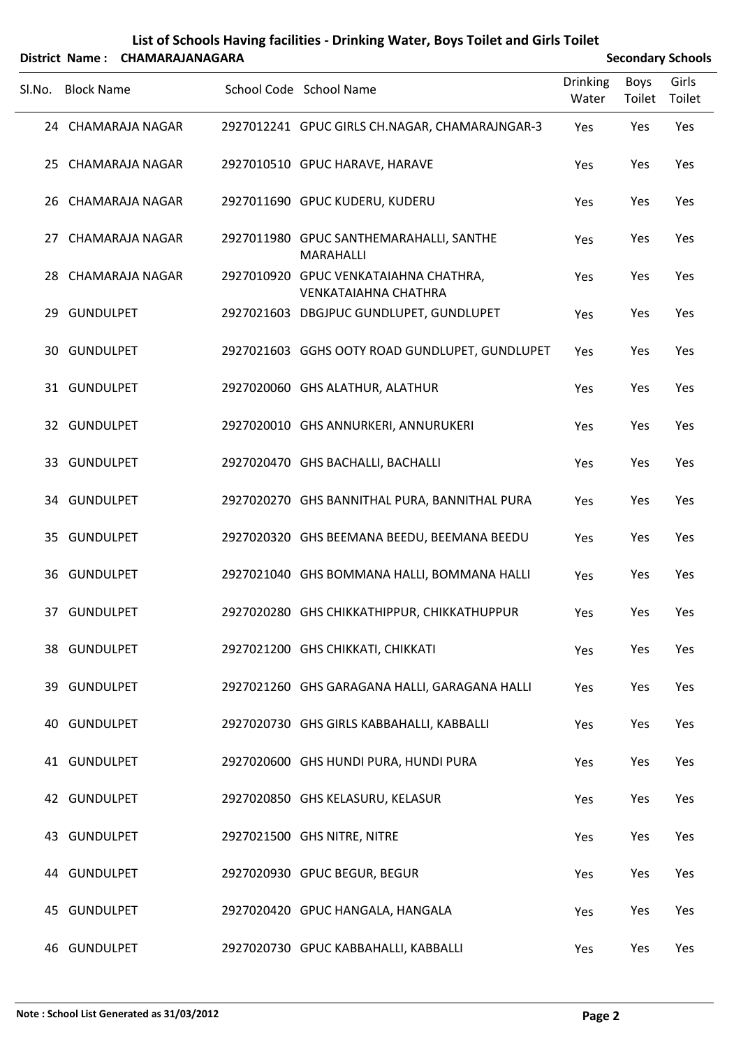# List of Schools Having facilities - Drinking Water, Boys Toilet and Girls Toilet

**District Name : CHAMARAJANAGARA** **Secondary Schools**

| Sl.No. | Block Name | School Code | School Name | Drinking Water | Boys Toilet | Girls Toilet |
|---|---|---|---|---|---|---|
| 24 | CHAMARAJA NAGAR | 2927012241 | GPUC GIRLS CH.NAGAR, CHAMARAJNGAR-3 | Yes | Yes | Yes |
| 25 | CHAMARAJA NAGAR | 2927010510 | GPUC HARAVE, HARAVE | Yes | Yes | Yes |
| 26 | CHAMARAJA NAGAR | 2927011690 | GPUC KUDERU, KUDERU | Yes | Yes | Yes |
| 27 | CHAMARAJA NAGAR | 2927011980 | GPUC SANTHEMARAHALLI, SANTHE MARAHALLI | Yes | Yes | Yes |
| 28 | CHAMARAJA NAGAR | 2927010920 | GPUC VENKATAIAHNA CHATHRA, VENKATAIAHNA CHATHRA | Yes | Yes | Yes |
| 29 | GUNDULPET | 2927021603 | DBGJPUC GUNDLUPET, GUNDLUPET | Yes | Yes | Yes |
| 30 | GUNDULPET | 2927021603 | GGHS OOTY ROAD GUNDLUPET, GUNDLUPET | Yes | Yes | Yes |
| 31 | GUNDULPET | 2927020060 | GHS ALATHUR, ALATHUR | Yes | Yes | Yes |
| 32 | GUNDULPET | 2927020010 | GHS ANNURKERI, ANNURUKERI | Yes | Yes | Yes |
| 33 | GUNDULPET | 2927020470 | GHS BACHALLI, BACHALLI | Yes | Yes | Yes |
| 34 | GUNDULPET | 2927020270 | GHS BANNITHAL PURA, BANNITHAL PURA | Yes | Yes | Yes |
| 35 | GUNDULPET | 2927020320 | GHS BEEMANA BEEDU, BEEMANA BEEDU | Yes | Yes | Yes |
| 36 | GUNDULPET | 2927021040 | GHS BOMMANA HALLI, BOMMANA HALLI | Yes | Yes | Yes |
| 37 | GUNDULPET | 2927020280 | GHS CHIKKATHIPPUR, CHIKKATHUPPUR | Yes | Yes | Yes |
| 38 | GUNDULPET | 2927021200 | GHS CHIKKATI, CHIKKATI | Yes | Yes | Yes |
| 39 | GUNDULPET | 2927021260 | GHS GARAGANA HALLI, GARAGANA HALLI | Yes | Yes | Yes |
| 40 | GUNDULPET | 2927020730 | GHS GIRLS KABBAHALLI, KABBALLI | Yes | Yes | Yes |
| 41 | GUNDULPET | 2927020600 | GHS HUNDI PURA, HUNDI PURA | Yes | Yes | Yes |
| 42 | GUNDULPET | 2927020850 | GHS KELASURU, KELASUR | Yes | Yes | Yes |
| 43 | GUNDULPET | 2927021500 | GHS NITRE, NITRE | Yes | Yes | Yes |
| 44 | GUNDULPET | 2927020930 | GPUC BEGUR, BEGUR | Yes | Yes | Yes |
| 45 | GUNDULPET | 2927020420 | GPUC HANGALA, HANGALA | Yes | Yes | Yes |
| 46 | GUNDULPET | 2927020730 | GPUC KABBAHALLI, KABBALLI | Yes | Yes | Yes |

**Note : School List Generated as 31/03/2012**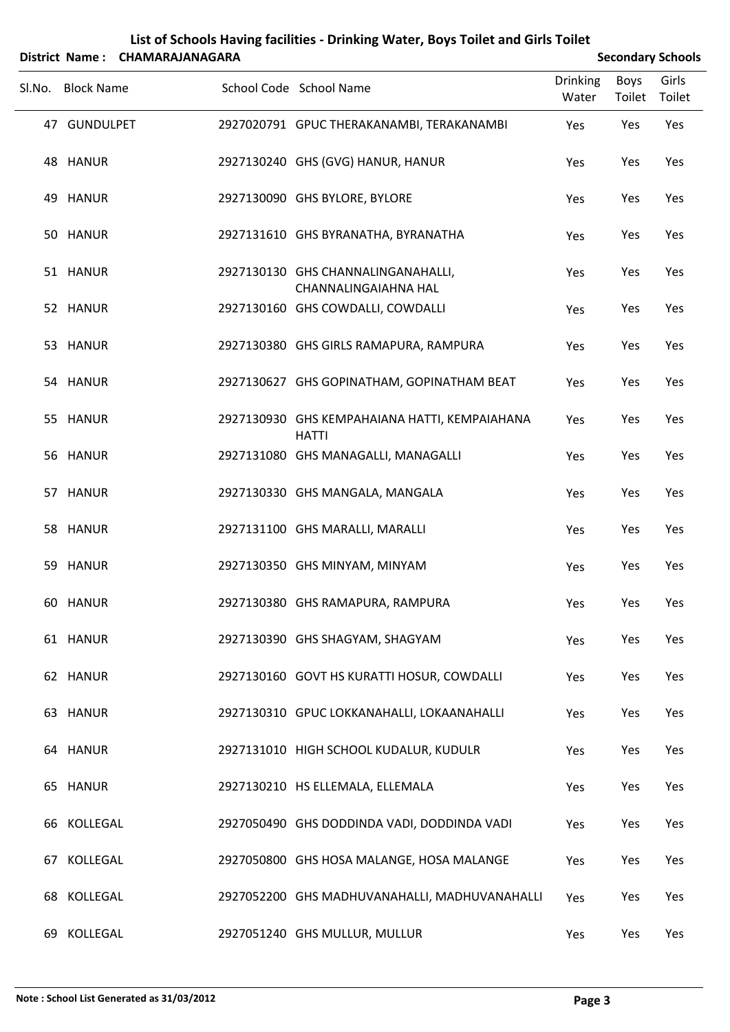# List of Schools Having facilities - Drinking Water, Boys Toilet and Girls Toilet

**District Name : CHAMARAJANAGARA** | **Secondary Schools**

| Sl.No. | Block Name | School Code | School Name | Drinking Water | Boys Toilet | Girls Toilet |
|---|---|---|---|---|---|---|
| 47 | GUNDULPET | 2927020791 | GPUC THERAKANAMBI, TERAKANAMBI | Yes | Yes | Yes |
| 48 | HANUR | 2927130240 | GHS (GVG) HANUR, HANUR | Yes | Yes | Yes |
| 49 | HANUR | 2927130090 | GHS BYLORE, BYLORE | Yes | Yes | Yes |
| 50 | HANUR | 2927131610 | GHS BYRANATHA, BYRANATHA | Yes | Yes | Yes |
| 51 | HANUR | 2927130130 | GHS CHANNALINGANAHALLI, CHANNALINGAIAHNA HAL | Yes | Yes | Yes |
| 52 | HANUR | 2927130160 | GHS COWDALLI, COWDALLI | Yes | Yes | Yes |
| 53 | HANUR | 2927130380 | GHS GIRLS RAMAPURA, RAMPURA | Yes | Yes | Yes |
| 54 | HANUR | 2927130627 | GHS GOPINATHAM, GOPINATHAM BEAT | Yes | Yes | Yes |
| 55 | HANUR | 2927130930 | GHS KEMPAHAIANA HATTI, KEMPAIAHANA HATTI | Yes | Yes | Yes |
| 56 | HANUR | 2927131080 | GHS MANAGALLI, MANAGALLI | Yes | Yes | Yes |
| 57 | HANUR | 2927130330 | GHS MANGALA, MANGALA | Yes | Yes | Yes |
| 58 | HANUR | 2927131100 | GHS MARALLI, MARALLI | Yes | Yes | Yes |
| 59 | HANUR | 2927130350 | GHS MINYAM, MINYAM | Yes | Yes | Yes |
| 60 | HANUR | 2927130380 | GHS RAMAPURA, RAMPURA | Yes | Yes | Yes |
| 61 | HANUR | 2927130390 | GHS SHAGYAM, SHAGYAM | Yes | Yes | Yes |
| 62 | HANUR | 2927130160 | GOVT HS KURATTI HOSUR, COWDALLI | Yes | Yes | Yes |
| 63 | HANUR | 2927130310 | GPUC LOKKANAHALLI, LOKAANAHALLI | Yes | Yes | Yes |
| 64 | HANUR | 2927131010 | HIGH SCHOOL KUDALUR, KUDULR | Yes | Yes | Yes |
| 65 | HANUR | 2927130210 | HS ELLEMALA, ELLEMALA | Yes | Yes | Yes |
| 66 | KOLLEGAL | 2927050490 | GHS DODDINDA VADI, DODDINDA VADI | Yes | Yes | Yes |
| 67 | KOLLEGAL | 2927050800 | GHS HOSA MALANGE, HOSA MALANGE | Yes | Yes | Yes |
| 68 | KOLLEGAL | 2927052200 | GHS MADHUVANAHALLI, MADHUVANAHALLI | Yes | Yes | Yes |
| 69 | KOLLEGAL | 2927051240 | GHS MULLUR, MULLUR | Yes | Yes | Yes |

**Note : School List Generated as 31/03/2012**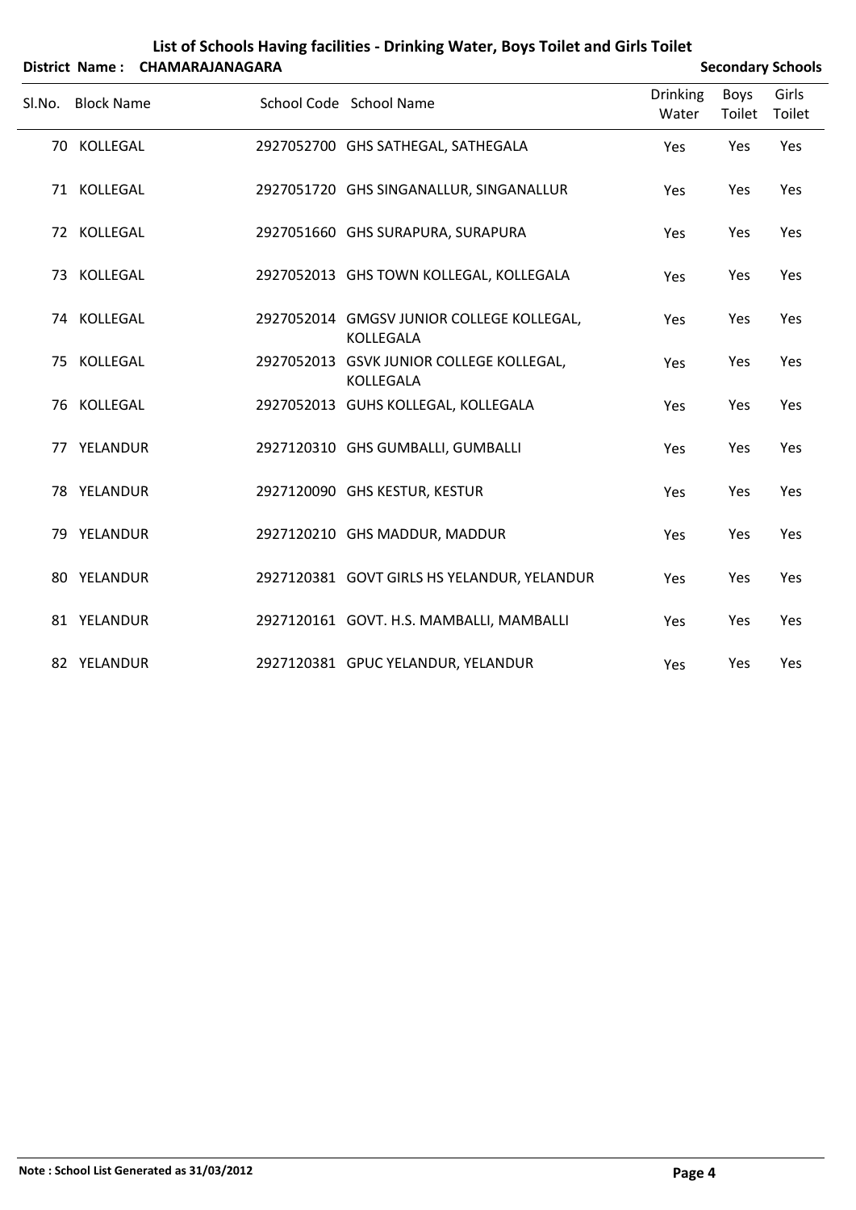# List of Schools Having facilities - Drinking Water, Boys Toilet and Girls Toilet

**District Name : CHAMARAJANAGARA** **Secondary Schools**

| Sl.No. | Block Name | School Code | School Name | Drinking Water | Boys Toilet | Girls Toilet |
|---|---|---|---|---|---|---|
| 70 | KOLLEGAL | 2927052700 | GHS SATHEGAL, SATHEGALA | Yes | Yes | Yes |
| 71 | KOLLEGAL | 2927051720 | GHS SINGANALLUR, SINGANALLUR | Yes | Yes | Yes |
| 72 | KOLLEGAL | 2927051660 | GHS SURAPURA, SURAPURA | Yes | Yes | Yes |
| 73 | KOLLEGAL | 2927052013 | GHS TOWN KOLLEGAL, KOLLEGALA | Yes | Yes | Yes |
| 74 | KOLLEGAL | 2927052014 | GMGSV JUNIOR COLLEGE KOLLEGAL, KOLLEGALA | Yes | Yes | Yes |
| 75 | KOLLEGAL | 2927052013 | GSVK JUNIOR COLLEGE KOLLEGAL, KOLLEGALA | Yes | Yes | Yes |
| 76 | KOLLEGAL | 2927052013 | GUHS KOLLEGAL, KOLLEGALA | Yes | Yes | Yes |
| 77 | YELANDUR | 2927120310 | GHS GUMBALLI, GUMBALLI | Yes | Yes | Yes |
| 78 | YELANDUR | 2927120090 | GHS KESTUR, KESTUR | Yes | Yes | Yes |
| 79 | YELANDUR | 2927120210 | GHS MADDUR, MADDUR | Yes | Yes | Yes |
| 80 | YELANDUR | 2927120381 | GOVT GIRLS HS YELANDUR, YELANDUR | Yes | Yes | Yes |
| 81 | YELANDUR | 2927120161 | GOVT. H.S. MAMBALLI, MAMBALLI | Yes | Yes | Yes |
| 82 | YELANDUR | 2927120381 | GPUC YELANDUR, YELANDUR | Yes | Yes | Yes |

**Note : School List Generated as 31/03/2012**